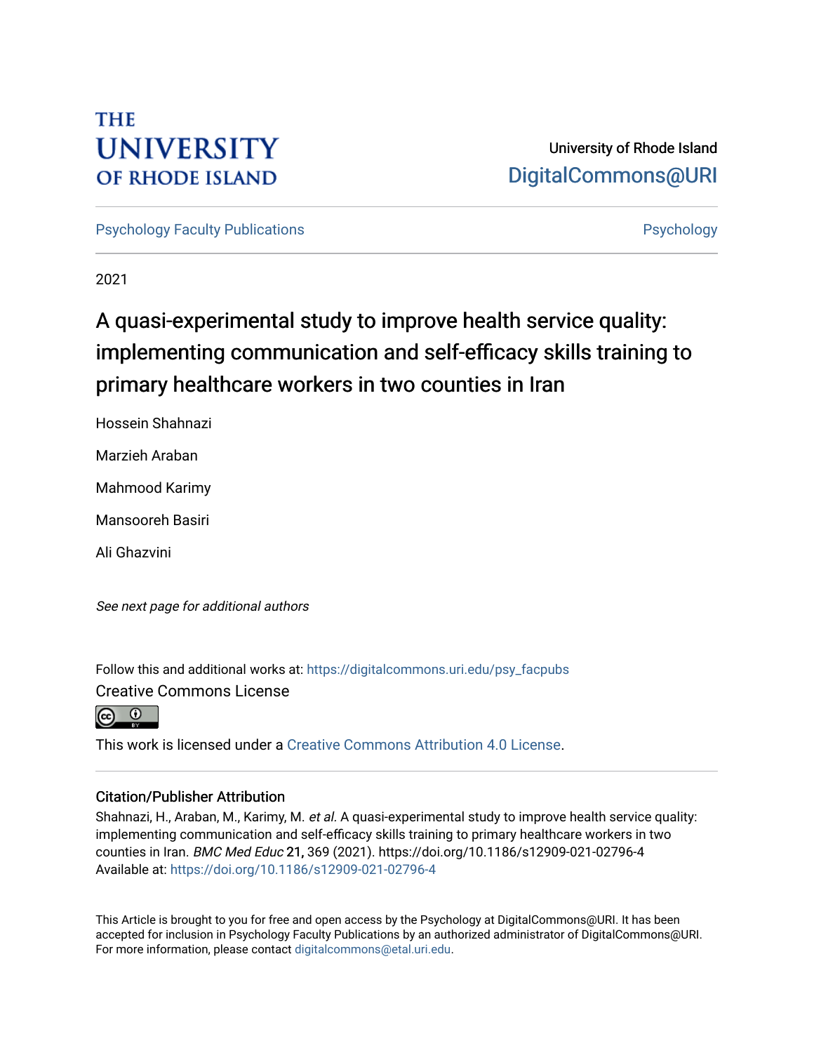THE UNIVERSITY OF RHODE ISLAND

University of Rhode Island
DigitalCommons@URI

Psychology Faculty Publications

Psychology

2021

# A quasi-experimental study to improve health service quality: implementing communication and self-efficacy skills training to primary healthcare workers in two counties in Iran

Hossein Shahnazi

Marzieh Araban

Mahmood Karimy

Mansooreh Basiri

Ali Ghazvini

*See next page for additional authors*

Follow this and additional works at: https://digitalcommons.uri.edu/psy_facpubs

Creative Commons License

This work is licensed under a Creative Commons Attribution 4.0 License.

## Citation/Publisher Attribution

Shahnazi, H., Araban, M., Karimy, M. *et al.* A quasi-experimental study to improve health service quality: implementing communication and self-efficacy skills training to primary healthcare workers in two counties in Iran. *BMC Med Educ* **21,** 369 (2021). https://doi.org/10.1186/s12909-021-02796-4
Available at: https://doi.org/10.1186/s12909-021-02796-4

This Article is brought to you for free and open access by the Psychology at DigitalCommons@URI. It has been accepted for inclusion in Psychology Faculty Publications by an authorized administrator of DigitalCommons@URI. For more information, please contact digitalcommons@etal.uri.edu.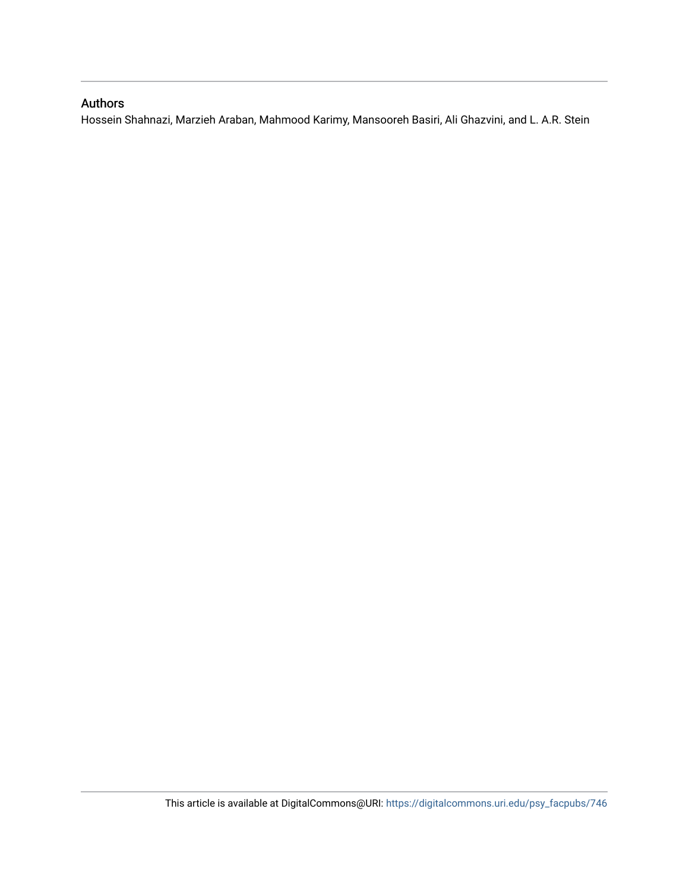## Authors

Hossein Shahnazi, Marzieh Araban, Mahmood Karimy, Mansooreh Basiri, Ali Ghazvini, and L. A.R. Stein

This article is available at DigitalCommons@URI: https://digitalcommons.uri.edu/psy_facpubs/746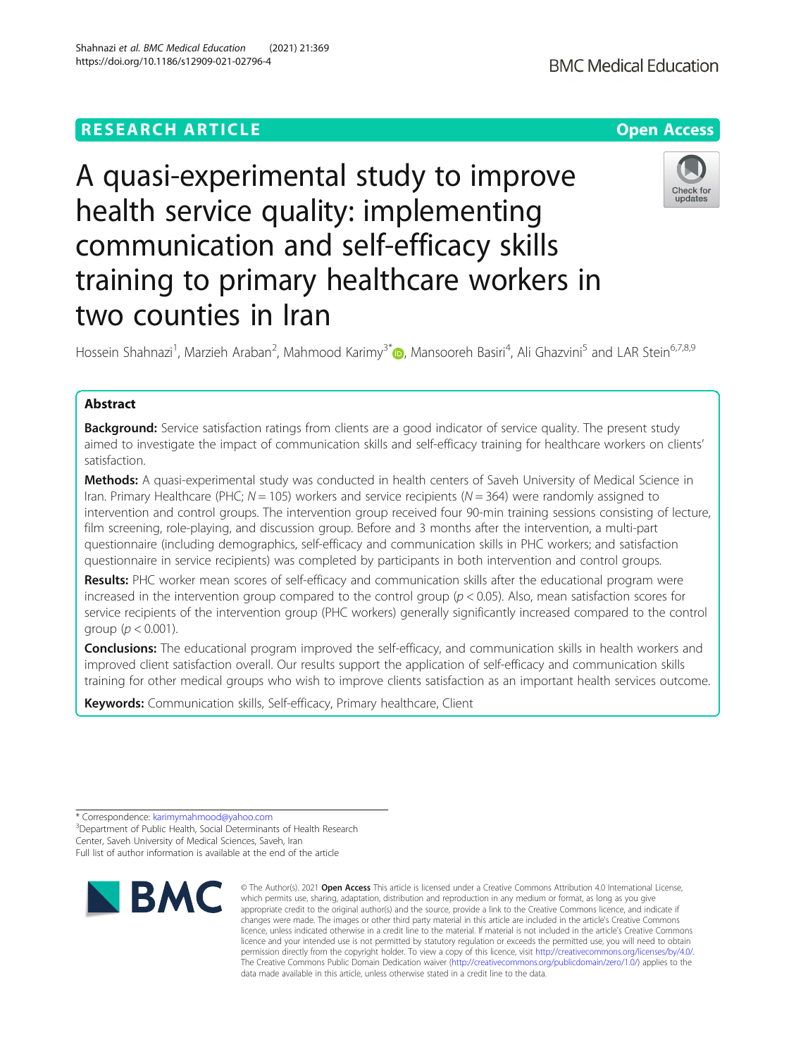# A quasi-experimental study to improve health service quality: implementing communication and self-efficacy skills training to primary healthcare workers in two counties in Iran

Hossein Shahnazi[1], Marzieh Araban[2], Mahmood Karimy[3*], Mansooreh Basiri[4], Ali Ghazvini[5] and LAR Stein[6,7,8,9]

## Abstract

**Background:** Service satisfaction ratings from clients are a good indicator of service quality. The present study aimed to investigate the impact of communication skills and self-efficacy training for healthcare workers on clients' satisfaction.

**Methods:** A quasi-experimental study was conducted in health centers of Saveh University of Medical Science in Iran. Primary Healthcare (PHC; $N = 105$) workers and service recipients ($N = 364$) were randomly assigned to intervention and control groups. The intervention group received four 90-min training sessions consisting of lecture, film screening, role-playing, and discussion group. Before and 3 months after the intervention, a multi-part questionnaire (including demographics, self-efficacy and communication skills in PHC workers; and satisfaction questionnaire in service recipients) was completed by participants in both intervention and control groups.

**Results:** PHC worker mean scores of self-efficacy and communication skills after the educational program were increased in the intervention group compared to the control group ($p < 0.05$). Also, mean satisfaction scores for service recipients of the intervention group (PHC workers) generally significantly increased compared to the control group ($p < 0.001$).

**Conclusions:** The educational program improved the self-efficacy, and communication skills in health workers and improved client satisfaction overall. Our results support the application of self-efficacy and communication skills training for other medical groups who wish to improve clients satisfaction as an important health services outcome.

**Keywords:** Communication skills, Self-efficacy, Primary healthcare, Client

---

* Correspondence: karimymahmood@yahoo.com
[3]Department of Public Health, Social Determinants of Health Research Center, Saveh University of Medical Sciences, Saveh, Iran
Full list of author information is available at the end of the article

© The Author(s). 2021 **Open Access** This article is licensed under a Creative Commons Attribution 4.0 International License, which permits use, sharing, adaptation, distribution and reproduction in any medium or format, as long as you give appropriate credit to the original author(s) and the source, provide a link to the Creative Commons licence, and indicate if changes were made. The images or other third party material in this article are included in the article's Creative Commons licence, unless indicated otherwise in a credit line to the material. If material is not included in the article's Creative Commons licence and your intended use is not permitted by statutory regulation or exceeds the permitted use, you will need to obtain permission directly from the copyright holder. To view a copy of this licence, visit http://creativecommons.org/licenses/by/4.0/. The Creative Commons Public Domain Dedication waiver (http://creativecommons.org/publicdomain/zero/1.0/) applies to the data made available in this article, unless otherwise stated in a credit line to the data.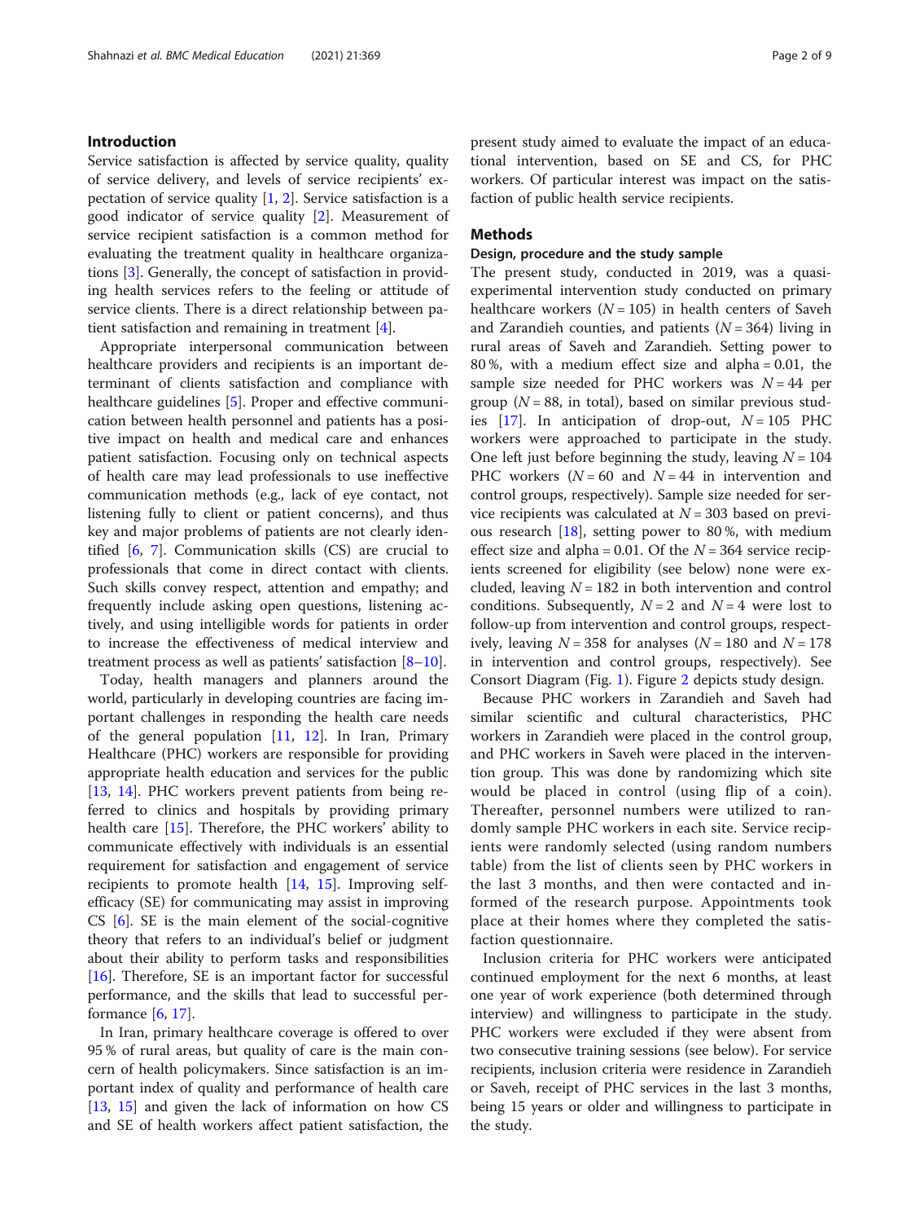## Introduction

Service satisfaction is affected by service quality, quality of service delivery, and levels of service recipients' expectation of service quality [1, 2]. Service satisfaction is a good indicator of service quality [2]. Measurement of service recipient satisfaction is a common method for evaluating the treatment quality in healthcare organizations [3]. Generally, the concept of satisfaction in providing health services refers to the feeling or attitude of service clients. There is a direct relationship between patient satisfaction and remaining in treatment [4].

Appropriate interpersonal communication between healthcare providers and recipients is an important determinant of clients satisfaction and compliance with healthcare guidelines [5]. Proper and effective communication between health personnel and patients has a positive impact on health and medical care and enhances patient satisfaction. Focusing only on technical aspects of health care may lead professionals to use ineffective communication methods (e.g., lack of eye contact, not listening fully to client or patient concerns), and thus key and major problems of patients are not clearly identified [6, 7]. Communication skills (CS) are crucial to professionals that come in direct contact with clients. Such skills convey respect, attention and empathy; and frequently include asking open questions, listening actively, and using intelligible words for patients in order to increase the effectiveness of medical interview and treatment process as well as patients' satisfaction [8–10].

Today, health managers and planners around the world, particularly in developing countries are facing important challenges in responding the health care needs of the general population [11, 12]. In Iran, Primary Healthcare (PHC) workers are responsible for providing appropriate health education and services for the public [13, 14]. PHC workers prevent patients from being referred to clinics and hospitals by providing primary health care [15]. Therefore, the PHC workers' ability to communicate effectively with individuals is an essential requirement for satisfaction and engagement of service recipients to promote health [14, 15]. Improving self-efficacy (SE) for communicating may assist in improving CS [6]. SE is the main element of the social-cognitive theory that refers to an individual's belief or judgment about their ability to perform tasks and responsibilities [16]. Therefore, SE is an important factor for successful performance, and the skills that lead to successful performance [6, 17].

In Iran, primary healthcare coverage is offered to over 95 % of rural areas, but quality of care is the main concern of health policymakers. Since satisfaction is an important index of quality and performance of health care [13, 15] and given the lack of information on how CS and SE of health workers affect patient satisfaction, the present study aimed to evaluate the impact of an educational intervention, based on SE and CS, for PHC workers. Of particular interest was impact on the satisfaction of public health service recipients.

## Methods

### Design, procedure and the study sample

The present study, conducted in 2019, was a quasi-experimental intervention study conducted on primary healthcare workers ($N = 105$) in health centers of Saveh and Zarandieh counties, and patients ($N = 364$) living in rural areas of Saveh and Zarandieh. Setting power to 80 %, with a medium effect size and alpha = 0.01, the sample size needed for PHC workers was $N = 44$ per group ($N = 88$, in total), based on similar previous studies [17]. In anticipation of drop-out, $N = 105$ PHC workers were approached to participate in the study. One left just before beginning the study, leaving $N = 104$ PHC workers ($N = 60$ and $N = 44$ in intervention and control groups, respectively). Sample size needed for service recipients was calculated at $N = 303$ based on previous research [18], setting power to 80 %, with medium effect size and alpha = 0.01. Of the $N = 364$ service recipients screened for eligibility (see below) none were excluded, leaving $N = 182$ in both intervention and control conditions. Subsequently, $N = 2$ and $N = 4$ were lost to follow-up from intervention and control groups, respectively, leaving $N = 358$ for analyses ($N = 180$ and $N = 178$ in intervention and control groups, respectively). See Consort Diagram (Fig. 1). Figure 2 depicts study design.

Because PHC workers in Zarandieh and Saveh had similar scientific and cultural characteristics, PHC workers in Zarandieh were placed in the control group, and PHC workers in Saveh were placed in the intervention group. This was done by randomizing which site would be placed in control (using flip of a coin). Thereafter, personnel numbers were utilized to randomly sample PHC workers in each site. Service recipients were randomly selected (using random numbers table) from the list of clients seen by PHC workers in the last 3 months, and then were contacted and informed of the research purpose. Appointments took place at their homes where they completed the satisfaction questionnaire.

Inclusion criteria for PHC workers were anticipated continued employment for the next 6 months, at least one year of work experience (both determined through interview) and willingness to participate in the study. PHC workers were excluded if they were absent from two consecutive training sessions (see below). For service recipients, inclusion criteria were residence in Zarandieh or Saveh, receipt of PHC services in the last 3 months, being 15 years or older and willingness to participate in the study.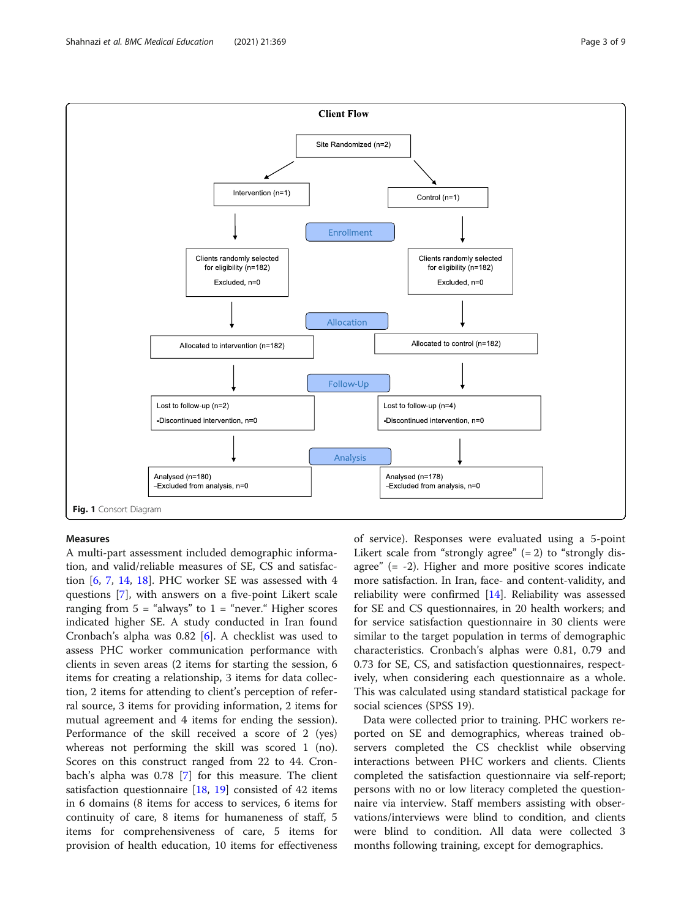**Client Flow**

Site Randomized (n=2)

Intervention (n=1) | Control (n=1)

**Enrollment**

Clients randomly selected for eligibility (n=182) Excluded, n=0 | Clients randomly selected for eligibility (n=182) Excluded, n=0

**Allocation**

Allocated to intervention (n=182) | Allocated to control (n=182)

**Follow-Up**

Lost to follow-up (n=2) -Discontinued intervention, n=0 | Lost to follow-up (n=4) -Discontinued intervention, n=0

**Analysis**

Analysed (n=180) –Excluded from analysis, n=0 | Analysed (n=178) –Excluded from analysis, n=0

**Fig. 1** Consort Diagram

### Measures

A multi-part assessment included demographic information, and valid/reliable measures of SE, CS and satisfaction [6, 7, 14, 18]. PHC worker SE was assessed with 4 questions [7], with answers on a five-point Likert scale ranging from 5 = "always" to 1 = "never." Higher scores indicated higher SE. A study conducted in Iran found Cronbach's alpha was 0.82 [6]. A checklist was used to assess PHC worker communication performance with clients in seven areas (2 items for starting the session, 6 items for creating a relationship, 3 items for data collection, 2 items for attending to client's perception of referral source, 3 items for providing information, 2 items for mutual agreement and 4 items for ending the session). Performance of the skill received a score of 2 (yes) whereas not performing the skill was scored 1 (no). Scores on this construct ranged from 22 to 44. Cronbach's alpha was 0.78 [7] for this measure. The client satisfaction questionnaire [18, 19] consisted of 42 items in 6 domains (8 items for access to services, 6 items for continuity of care, 8 items for humaneness of staff, 5 items for comprehensiveness of care, 5 items for provision of health education, 10 items for effectiveness of service). Responses were evaluated using a 5-point Likert scale from "strongly agree" (= 2) to "strongly disagree" (= -2). Higher and more positive scores indicate more satisfaction. In Iran, face- and content-validity, and reliability were confirmed [14]. Reliability was assessed for SE and CS questionnaires, in 20 health workers; and for service satisfaction questionnaire in 30 clients were similar to the target population in terms of demographic characteristics. Cronbach's alphas were 0.81, 0.79 and 0.73 for SE, CS, and satisfaction questionnaires, respectively, when considering each questionnaire as a whole. This was calculated using standard statistical package for social sciences (SPSS 19).

Data were collected prior to training. PHC workers reported on SE and demographics, whereas trained observers completed the CS checklist while observing interactions between PHC workers and clients. Clients completed the satisfaction questionnaire via self-report; persons with no or low literacy completed the questionnaire via interview. Staff members assisting with observations/interviews were blind to condition, and clients were blind to condition. All data were collected 3 months following training, except for demographics.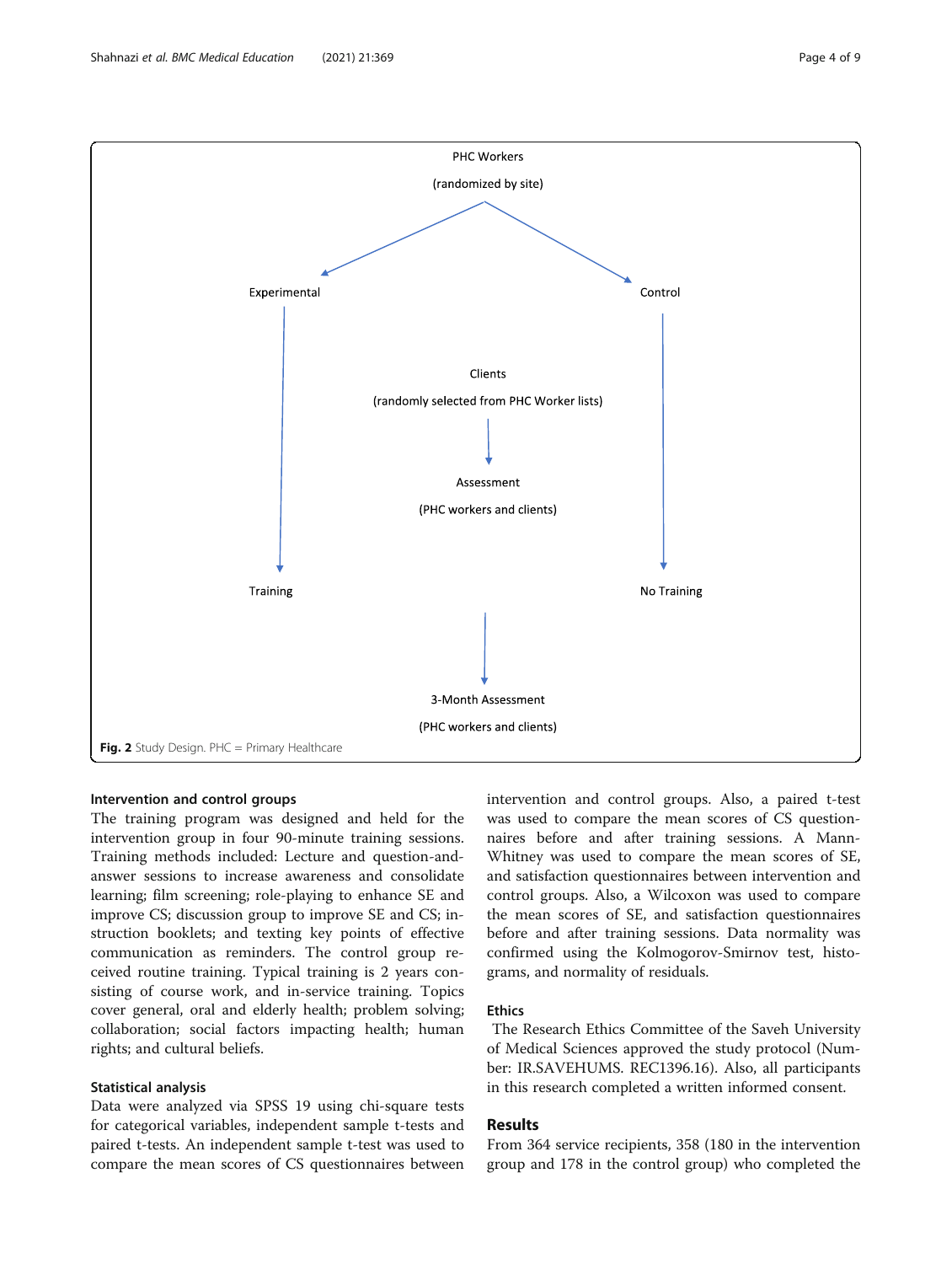PHC Workers

(randomized by site)

Experimental

Control

Clients

(randomly selected from PHC Worker lists)

Assessment

(PHC workers and clients)

Training

No Training

3-Month Assessment

(PHC workers and clients)

**Fig. 2** Study Design. PHC = Primary Healthcare

### Intervention and control groups

The training program was designed and held for the intervention group in four 90-minute training sessions. Training methods included: Lecture and question-and-answer sessions to increase awareness and consolidate learning; film screening; role-playing to enhance SE and improve CS; discussion group to improve SE and CS; instruction booklets; and texting key points of effective communication as reminders. The control group received routine training. Typical training is 2 years consisting of course work, and in-service training. Topics cover general, oral and elderly health; problem solving; collaboration; social factors impacting health; human rights; and cultural beliefs.

### Statistical analysis

Data were analyzed via SPSS 19 using chi-square tests for categorical variables, independent sample t-tests and paired t-tests. An independent sample t-test was used to compare the mean scores of CS questionnaires between intervention and control groups. Also, a paired t-test was used to compare the mean scores of CS questionnaires before and after training sessions. A Mann-Whitney was used to compare the mean scores of SE, and satisfaction questionnaires between intervention and control groups. Also, a Wilcoxon was used to compare the mean scores of SE, and satisfaction questionnaires before and after training sessions. Data normality was confirmed using the Kolmogorov-Smirnov test, histograms, and normality of residuals.

### Ethics

The Research Ethics Committee of the Saveh University of Medical Sciences approved the study protocol (Number: IR.SAVEHUMS. REC1396.16). Also, all participants in this research completed a written informed consent.

## Results

From 364 service recipients, 358 (180 in the intervention group and 178 in the control group) who completed the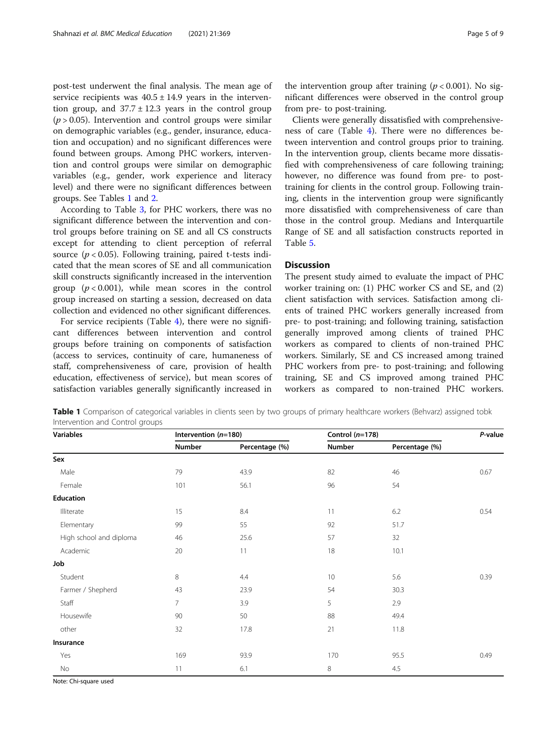post-test underwent the final analysis. The mean age of service recipients was $40.5 \pm 14.9$ years in the intervention group, and $37.7 \pm 12.3$ years in the control group ($p > 0.05$). Intervention and control groups were similar on demographic variables (e.g., gender, insurance, education and occupation) and no significant differences were found between groups. Among PHC workers, intervention and control groups were similar on demographic variables (e.g., gender, work experience and literacy level) and there were no significant differences between groups. See Tables 1 and 2.

According to Table 3, for PHC workers, there was no significant difference between the intervention and control groups before training on SE and all CS constructs except for attending to client perception of referral source ($p < 0.05$). Following training, paired t-tests indicated that the mean scores of SE and all communication skill constructs significantly increased in the intervention group ($p < 0.001$), while mean scores in the control group increased on starting a session, decreased on data collection and evidenced no other significant differences.

For service recipients (Table 4), there were no significant differences between intervention and control groups before training on components of satisfaction (access to services, continuity of care, humaneness of staff, comprehensiveness of care, provision of health education, effectiveness of service), but mean scores of satisfaction variables generally significantly increased in the intervention group after training ($p < 0.001$). No significant differences were observed in the control group from pre- to post-training.

Clients were generally dissatisfied with comprehensiveness of care (Table 4). There were no differences between intervention and control groups prior to training. In the intervention group, clients became more dissatisfied with comprehensiveness of care following training; however, no difference was found from pre- to post-training for clients in the control group. Following training, clients in the intervention group were significantly more dissatisfied with comprehensiveness of care than those in the control group. Medians and Interquartile Range of SE and all satisfaction constructs reported in Table 5.

## Discussion

The present study aimed to evaluate the impact of PHC worker training on: (1) PHC worker CS and SE, and (2) client satisfaction with services. Satisfaction among clients of trained PHC workers generally increased from pre- to post-training; and following training, satisfaction generally improved among clients of trained PHC workers as compared to clients of non-trained PHC workers. Similarly, SE and CS increased among trained PHC workers from pre- to post-training; and following training, SE and CS improved among trained PHC workers as compared to non-trained PHC workers.

**Table 1** Comparison of categorical variables in clients seen by two groups of primary healthcare workers (Behvarz) assigned tobk Intervention and Control groups

| Variables | Intervention (*n*=180) | | Control (*n*=178) | | *P*-value |
|---|---|---|---|---|---|
| | Number | Percentage (%) | Number | Percentage (%) | |
| **Sex** | | | | | |
| Male | 79 | 43.9 | 82 | 46 | 0.67 |
| Female | 101 | 56.1 | 96 | 54 | |
| **Education** | | | | | |
| Illiterate | 15 | 8.4 | 11 | 6.2 | 0.54 |
| Elementary | 99 | 55 | 92 | 51.7 | |
| High school and diploma | 46 | 25.6 | 57 | 32 | |
| Academic | 20 | 11 | 18 | 10.1 | |
| **Job** | | | | | |
| Student | 8 | 4.4 | 10 | 5.6 | 0.39 |
| Farmer / Shepherd | 43 | 23.9 | 54 | 30.3 | |
| Staff | 7 | 3.9 | 5 | 2.9 | |
| Housewife | 90 | 50 | 88 | 49.4 | |
| other | 32 | 17.8 | 21 | 11.8 | |
| **Insurance** | | | | | |
| Yes | 169 | 93.9 | 170 | 95.5 | 0.49 |
| No | 11 | 6.1 | 8 | 4.5 | |

Note: Chi-square used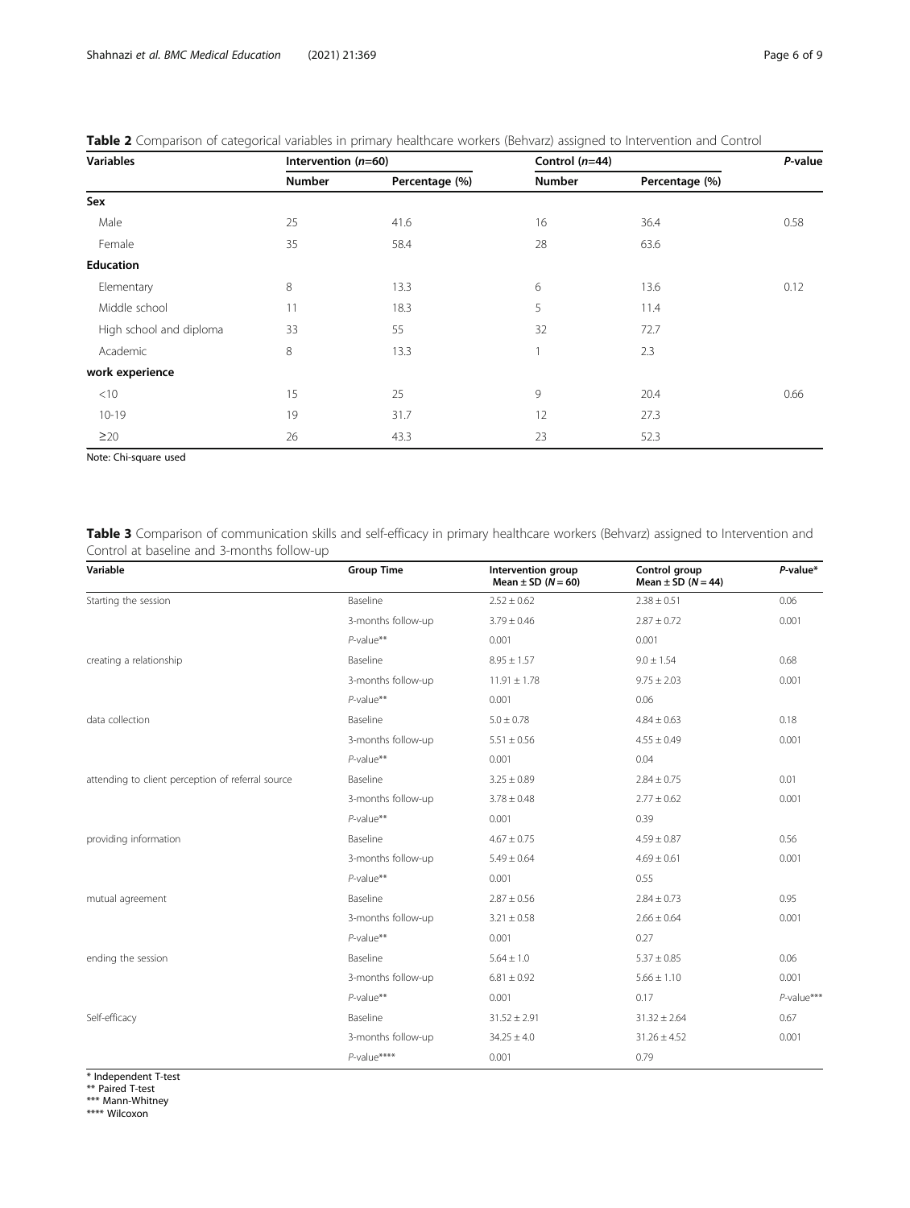**Table 2** Comparison of categorical variables in primary healthcare workers (Behvarz) assigned to Intervention and Control

| Variables | Intervention (*n*=60) | | Control (*n*=44) | | *P*-value |
|---|---|---|---|---|---|
| | Number | Percentage (%) | Number | Percentage (%) | |
| **Sex** | | | | | |
| Male | 25 | 41.6 | 16 | 36.4 | 0.58 |
| Female | 35 | 58.4 | 28 | 63.6 | |
| **Education** | | | | | |
| Elementary | 8 | 13.3 | 6 | 13.6 | 0.12 |
| Middle school | 11 | 18.3 | 5 | 11.4 | |
| High school and diploma | 33 | 55 | 32 | 72.7 | |
| Academic | 8 | 13.3 | 1 | 2.3 | |
| **work experience** | | | | | |
| <10 | 15 | 25 | 9 | 20.4 | 0.66 |
| 10-19 | 19 | 31.7 | 12 | 27.3 | |
| ≥20 | 26 | 43.3 | 23 | 52.3 | |

Note: Chi-square used

**Table 3** Comparison of communication skills and self-efficacy in primary healthcare workers (Behvarz) assigned to Intervention and Control at baseline and 3-months follow-up

| Variable | Group Time | Intervention group Mean ± SD (*N* = 60) | Control group Mean ± SD (*N* = 44) | *P*-value* |
|---|---|---|---|---|
| Starting the session | Baseline | 2.52 ± 0.62 | 2.38 ± 0.51 | 0.06 |
| | 3-months follow-up | 3.79 ± 0.46 | 2.87 ± 0.72 | 0.001 |
| | *P*-value** | 0.001 | 0.001 | |
| creating a relationship | Baseline | 8.95 ± 1.57 | 9.0 ± 1.54 | 0.68 |
| | 3-months follow-up | 11.91 ± 1.78 | 9.75 ± 2.03 | 0.001 |
| | *P*-value** | 0.001 | 0.06 | |
| data collection | Baseline | 5.0 ± 0.78 | 4.84 ± 0.63 | 0.18 |
| | 3-months follow-up | 5.51 ± 0.56 | 4.55 ± 0.49 | 0.001 |
| | *P*-value** | 0.001 | 0.04 | |
| attending to client perception of referral source | Baseline | 3.25 ± 0.89 | 2.84 ± 0.75 | 0.01 |
| | 3-months follow-up | 3.78 ± 0.48 | 2.77 ± 0.62 | 0.001 |
| | *P*-value** | 0.001 | 0.39 | |
| providing information | Baseline | 4.67 ± 0.75 | 4.59 ± 0.87 | 0.56 |
| | 3-months follow-up | 5.49 ± 0.64 | 4.69 ± 0.61 | 0.001 |
| | *P*-value** | 0.001 | 0.55 | |
| mutual agreement | Baseline | 2.87 ± 0.56 | 2.84 ± 0.73 | 0.95 |
| | 3-months follow-up | 3.21 ± 0.58 | 2.66 ± 0.64 | 0.001 |
| | *P*-value** | 0.001 | 0.27 | |
| ending the session | Baseline | 5.64 ± 1.0 | 5.37 ± 0.85 | 0.06 |
| | 3-months follow-up | 6.81 ± 0.92 | 5.66 ± 1.10 | 0.001 |
| | *P*-value** | 0.001 | 0.17 | *P*-value*** |
| Self-efficacy | Baseline | 31.52 ± 2.91 | 31.32 ± 2.64 | 0.67 |
| | 3-months follow-up | 34.25 ± 4.0 | 31.26 ± 4.52 | 0.001 |
| | *P*-value**** | 0.001 | 0.79 | |

\* Independent T-test
** Paired T-test
*** Mann-Whitney
**** Wilcoxon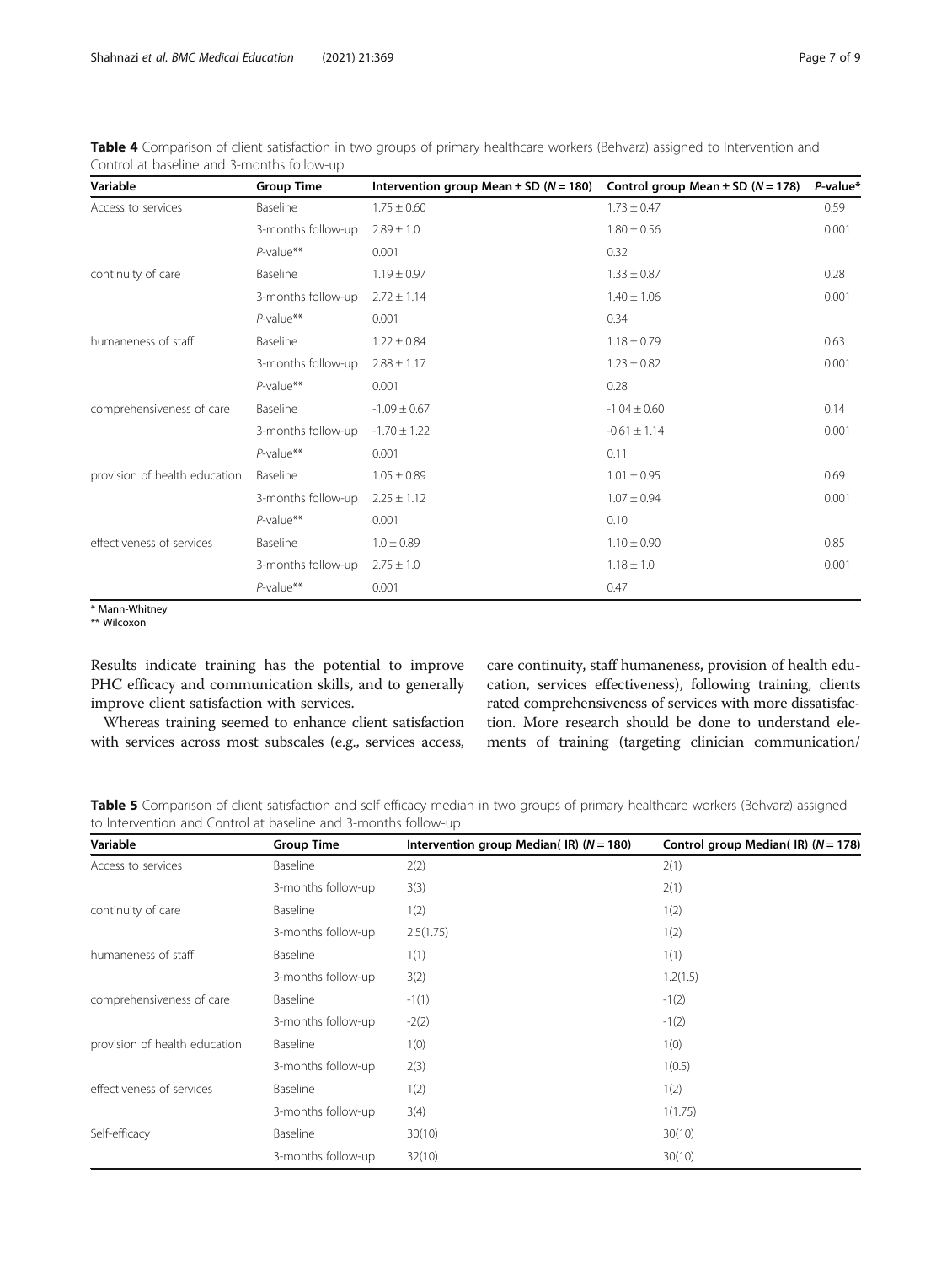**Table 4** Comparison of client satisfaction in two groups of primary healthcare workers (Behvarz) assigned to Intervention and Control at baseline and 3-months follow-up

| Variable | Group Time | Intervention group Mean ± SD ($N = 180$) | Control group Mean ± SD ($N = 178$) | *P*-value* |
|---|---|---|---|---|
| Access to services | Baseline | 1.75 ± 0.60 | 1.73 ± 0.47 | 0.59 |
| | 3-months follow-up | 2.89 ± 1.0 | 1.80 ± 0.56 | 0.001 |
| | *P*-value** | 0.001 | 0.32 | |
| continuity of care | Baseline | 1.19 ± 0.97 | 1.33 ± 0.87 | 0.28 |
| | 3-months follow-up | 2.72 ± 1.14 | 1.40 ± 1.06 | 0.001 |
| | *P*-value** | 0.001 | 0.34 | |
| humaneness of staff | Baseline | 1.22 ± 0.84 | 1.18 ± 0.79 | 0.63 |
| | 3-months follow-up | 2.88 ± 1.17 | 1.23 ± 0.82 | 0.001 |
| | *P*-value** | 0.001 | 0.28 | |
| comprehensiveness of care | Baseline | -1.09 ± 0.67 | -1.04 ± 0.60 | 0.14 |
| | 3-months follow-up | -1.70 ± 1.22 | -0.61 ± 1.14 | 0.001 |
| | *P*-value** | 0.001 | 0.11 | |
| provision of health education | Baseline | 1.05 ± 0.89 | 1.01 ± 0.95 | 0.69 |
| | 3-months follow-up | 2.25 ± 1.12 | 1.07 ± 0.94 | 0.001 |
| | *P*-value** | 0.001 | 0.10 | |
| effectiveness of services | Baseline | 1.0 ± 0.89 | 1.10 ± 0.90 | 0.85 |
| | 3-months follow-up | 2.75 ± 1.0 | 1.18 ± 1.0 | 0.001 |
| | *P*-value** | 0.001 | 0.47 | |

\* Mann-Whitney
\*\* Wilcoxon

Results indicate training has the potential to improve PHC efficacy and communication skills, and to generally improve client satisfaction with services.

Whereas training seemed to enhance client satisfaction with services across most subscales (e.g., services access, care continuity, staff humaneness, provision of health education, services effectiveness), following training, clients rated comprehensiveness of services with more dissatisfaction. More research should be done to understand elements of training (targeting clinician communication/

**Table 5** Comparison of client satisfaction and self-efficacy median in two groups of primary healthcare workers (Behvarz) assigned to Intervention and Control at baseline and 3-months follow-up

| Variable | Group Time | Intervention group Median( IR) ($N = 180$) | Control group Median( IR) ($N = 178$) |
|---|---|---|---|
| Access to services | Baseline | 2(2) | 2(1) |
| | 3-months follow-up | 3(3) | 2(1) |
| continuity of care | Baseline | 1(2) | 1(2) |
| | 3-months follow-up | 2.5(1.75) | 1(2) |
| humaneness of staff | Baseline | 1(1) | 1(1) |
| | 3-months follow-up | 3(2) | 1.2(1.5) |
| comprehensiveness of care | Baseline | -1(1) | -1(2) |
| | 3-months follow-up | -2(2) | -1(2) |
| provision of health education | Baseline | 1(0) | 1(0) |
| | 3-months follow-up | 2(3) | 1(0.5) |
| effectiveness of services | Baseline | 1(2) | 1(2) |
| | 3-months follow-up | 3(4) | 1(1.75) |
| Self-efficacy | Baseline | 30(10) | 30(10) |
| | 3-months follow-up | 32(10) | 30(10) |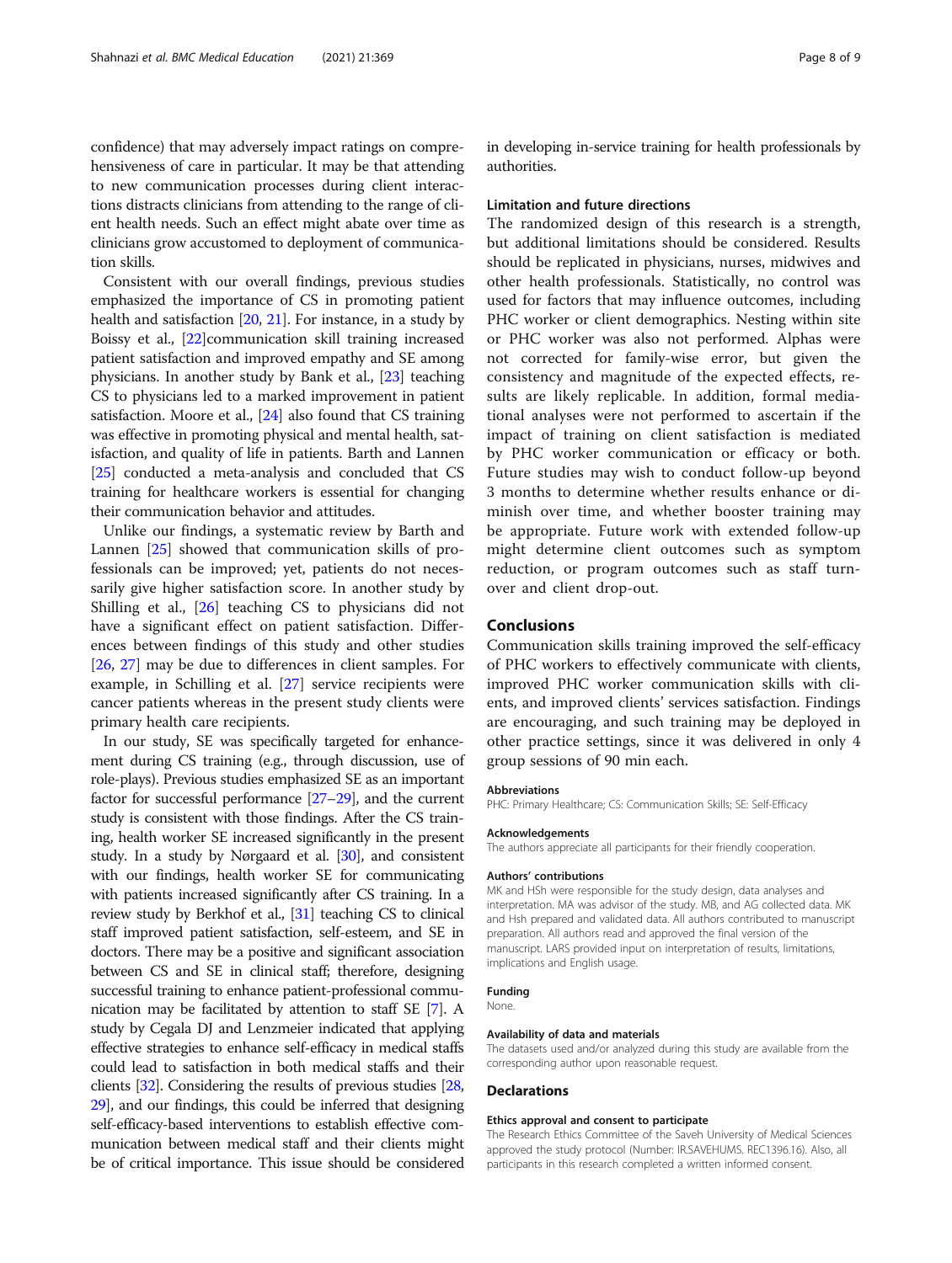confidence) that may adversely impact ratings on comprehensiveness of care in particular. It may be that attending to new communication processes during client interactions distracts clinicians from attending to the range of client health needs. Such an effect might abate over time as clinicians grow accustomed to deployment of communication skills.

Consistent with our overall findings, previous studies emphasized the importance of CS in promoting patient health and satisfaction [20, 21]. For instance, in a study by Boissy et al., [22]communication skill training increased patient satisfaction and improved empathy and SE among physicians. In another study by Bank et al., [23] teaching CS to physicians led to a marked improvement in patient satisfaction. Moore et al., [24] also found that CS training was effective in promoting physical and mental health, satisfaction, and quality of life in patients. Barth and Lannen [25] conducted a meta-analysis and concluded that CS training for healthcare workers is essential for changing their communication behavior and attitudes.

Unlike our findings, a systematic review by Barth and Lannen [25] showed that communication skills of professionals can be improved; yet, patients do not necessarily give higher satisfaction score. In another study by Shilling et al., [26] teaching CS to physicians did not have a significant effect on patient satisfaction. Differences between findings of this study and other studies [26, 27] may be due to differences in client samples. For example, in Schilling et al. [27] service recipients were cancer patients whereas in the present study clients were primary health care recipients.

In our study, SE was specifically targeted for enhancement during CS training (e.g., through discussion, use of role-plays). Previous studies emphasized SE as an important factor for successful performance [27–29], and the current study is consistent with those findings. After the CS training, health worker SE increased significantly in the present study. In a study by Nørgaard et al. [30], and consistent with our findings, health worker SE for communicating with patients increased significantly after CS training. In a review study by Berkhof et al., [31] teaching CS to clinical staff improved patient satisfaction, self-esteem, and SE in doctors. There may be a positive and significant association between CS and SE in clinical staff; therefore, designing successful training to enhance patient-professional communication may be facilitated by attention to staff SE [7]. A study by Cegala DJ and Lenzmeier indicated that applying effective strategies to enhance self-efficacy in medical staffs could lead to satisfaction in both medical staffs and their clients [32]. Considering the results of previous studies [28, 29], and our findings, this could be inferred that designing self-efficacy-based interventions to establish effective communication between medical staff and their clients might be of critical importance. This issue should be considered in developing in-service training for health professionals by authorities.

## Limitation and future directions

The randomized design of this research is a strength, but additional limitations should be considered. Results should be replicated in physicians, nurses, midwives and other health professionals. Statistically, no control was used for factors that may influence outcomes, including PHC worker or client demographics. Nesting within site or PHC worker was also not performed. Alphas were not corrected for family-wise error, but given the consistency and magnitude of the expected effects, results are likely replicable. In addition, formal mediational analyses were not performed to ascertain if the impact of training on client satisfaction is mediated by PHC worker communication or efficacy or both. Future studies may wish to conduct follow-up beyond 3 months to determine whether results enhance or diminish over time, and whether booster training may be appropriate. Future work with extended follow-up might determine client outcomes such as symptom reduction, or program outcomes such as staff turnover and client drop-out.

## Conclusions

Communication skills training improved the self-efficacy of PHC workers to effectively communicate with clients, improved PHC worker communication skills with clients, and improved clients' services satisfaction. Findings are encouraging, and such training may be deployed in other practice settings, since it was delivered in only 4 group sessions of 90 min each.

### Abbreviations

PHC: Primary Healthcare; CS: Communication Skills; SE: Self-Efficacy

### Acknowledgements

The authors appreciate all participants for their friendly cooperation.

### Authors' contributions

MK and HSh were responsible for the study design, data analyses and interpretation. MA was advisor of the study. MB, and AG collected data. MK and Hsh prepared and validated data. All authors contributed to manuscript preparation. All authors read and approved the final version of the manuscript. LARS provided input on interpretation of results, limitations, implications and English usage.

### Funding

None.

### Availability of data and materials

The datasets used and/or analyzed during this study are available from the corresponding author upon reasonable request.

## Declarations

### Ethics approval and consent to participate

The Research Ethics Committee of the Saveh University of Medical Sciences approved the study protocol (Number: IR.SAVEHUMS. REC1396.16). Also, all participants in this research completed a written informed consent.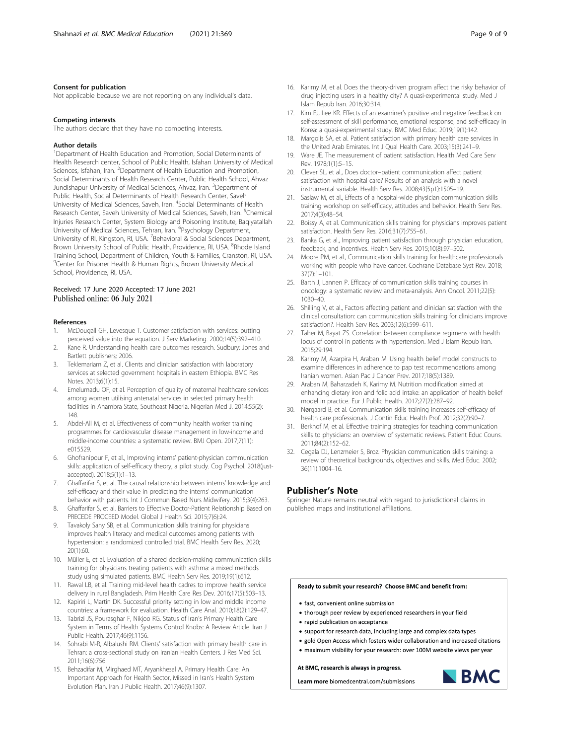#### Consent for publication

Not applicable because we are not reporting on any individual's data.

#### Competing interests

The authors declare that they have no competing interests.

#### Author details

[1]Department of Health Education and Promotion, Social Determinants of Health Research center, School of Public Health, Isfahan University of Medical Sciences, Isfahan, Iran. [2]Department of Health Education and Promotion, Social Determinants of Health Research Center, Public Health School, Ahvaz Jundishapur University of Medical Sciences, Ahvaz, Iran. [3]Department of Public Health, Social Determinants of Health Research Center, Saveh University of Medical Sciences, Saveh, Iran. [4]Social Determinants of Health Research Center, Saveh University of Medical Sciences, Saveh, Iran. [5]Chemical Injuries Research Center, System Biology and Poisoning Institute, Baqiyatallah University of Medical Sciences, Tehran, Iran. [6]Psychology Department, University of RI, Kingston, RI, USA. [7]Behavioral & Social Sciences Department, Brown University School of Public Health, Providence, RI, USA. [8]Rhode Island Training School, Department of Children, Youth & Families, Cranston, RI, USA. [9]Center for Prisoner Health & Human Rights, Brown University Medical School, Providence, RI, USA.

Received: 17 June 2020 Accepted: 17 June 2021
Published online: 06 July 2021

#### References

1. McDougall GH, Levesque T. Customer satisfaction with services: putting perceived value into the equation. J Serv Marketing. 2000;14(5):392–410.
2. Kane R. Understanding health care outcomes research. Sudbury: Jones and Bartlett publishers; 2006.
3. Teklemariam Z, et al. Clients and clinician satisfaction with laboratory services at selected government hospitals in eastern Ethiopia. BMC Res Notes. 2013;6(1):15.
4. Emelumadu OF, et al. Perception of quality of maternal healthcare services among women utilising antenatal services in selected primary health facilities in Anambra State, Southeast Nigeria. Nigerian Med J. 2014;55(2): 148.
5. Abdel-All M, et al. Effectiveness of community health worker training programmes for cardiovascular disease management in low-income and middle-income countries: a systematic review. BMJ Open. 2017;7(11): e015529.
6. Ghofranipour F, et al., Improving interns' patient-physician communication skills: application of self-efficacy theory, a pilot study. Cog Psychol. 2018(just-accepted). 2018;5(1):1–13.
7. Ghaffarifar S, et al. The causal relationship between interns' knowledge and self-efficacy and their value in predicting the interns' communication behavior with patients. Int J Commun Based Nurs Midwifery. 2015;3(4):263.
8. Ghaffarifar S, et al. Barriers to Effective Doctor-Patient Relationship Based on PRECEDE PROCEED Model. Global J Health Sci. 2015;7(6):24.
9. Tavakoly Sany SB, et al. Communication skills training for physicians improves health literacy and medical outcomes among patients with hypertension: a randomized controlled trial. BMC Health Serv Res. 2020; 20(1):60.
10. Müller E, et al. Evaluation of a shared decision-making communication skills training for physicians treating patients with asthma: a mixed methods study using simulated patients. BMC Health Serv Res. 2019;19(1):612.
11. Rawal LB, et al. Training mid-level health cadres to improve health service delivery in rural Bangladesh. Prim Health Care Res Dev. 2016;17(5):503–13.
12. Kapiriri L, Martin DK. Successful priority setting in low and middle income countries: a framework for evaluation. Health Care Anal. 2010;18(2):129–47.
13. Tabrizi JS, Pourasghar F, Nikjoo RG. Status of Iran's Primary Health Care System in Terms of Health Systems Control Knobs: A Review Article. Iran J Public Health. 2017;46(9):1156.
14. Sohrabi M-R, Albalushi RM. Clients' satisfaction with primary health care in Tehran: a cross-sectional study on Iranian Health Centers. J Res Med Sci. 2011;16(6):756.
15. Behzadifar M, Mirghaed MT, Aryankhesal A. Primary Health Care: An Important Approach for Health Sector, Missed in Iran's Health System Evolution Plan. Iran J Public Health. 2017;46(9):1307.
16. Karimy M, et al. Does the theory-driven program affect the risky behavior of drug injecting users in a healthy city? A quasi-experimental study. Med J Islam Repub Iran. 2016;30:314.
17. Kim EJ, Lee KR. Effects of an examiner's positive and negative feedback on self-assessment of skill performance, emotional response, and self-efficacy in Korea: a quasi-experimental study. BMC Med Educ. 2019;19(1):142.
18. Margolis SA, et al. Patient satisfaction with primary health care services in the United Arab Emirates. Int J Qual Health Care. 2003;15(3):241–9.
19. Ware JE. The measurement of patient satisfaction. Health Med Care Serv Rev. 1978;1(1):5–15.
20. Clever SL, et al., Does doctor–patient communication affect patient satisfaction with hospital care? Results of an analysis with a novel instrumental variable. Health Serv Res. 2008;43(5p1):1505–19.
21. Saslaw M, et al., Effects of a hospital-wide physician communication skills training workshop on self-efficacy, attitudes and behavior. Health Serv Res. 2017;4(3):48–54.
22. Boissy A, et al. Communication skills training for physicians improves patient satisfaction. Health Serv Res. 2016;31(7):755–61.
23. Banka G, et al., Improving patient satisfaction through physician education, feedback, and incentives. Health Serv Res. 2015;10(8):97–502.
24. Moore PM, et al., Communication skills training for healthcare professionals working with people who have cancer. Cochrane Database Syst Rev. 2018; 37(7):1–101.
25. Barth J, Lannen P. Efficacy of communication skills training courses in oncology: a systematic review and meta-analysis. Ann Oncol. 2011;22(5): 1030–40.
26. Shilling V, et al., Factors affecting patient and clinician satisfaction with the clinical consultation: can communication skills training for clinicians improve satisfaction?. Health Serv Res. 2003;12(6):599–611.
27. Taher M, Bayat ZS. Correlation between compliance regimens with health locus of control in patients with hypertension. Med J Islam Repub Iran. 2015;29:194.
28. Karimy M, Azarpira H, Araban M. Using health belief model constructs to examine differences in adherence to pap test recommendations among Iranian women. Asian Pac J Cancer Prev. 2017;18(5):1389.
29. Araban M, Baharzadeh K, Karimy M. Nutrition modification aimed at enhancing dietary iron and folic acid intake: an application of health belief model in practice. Eur J Public Health. 2017;27(2):287–92.
30. Nørgaard B, et al. Communication skills training increases self-efficacy of health care professionals. J Contin Educ Health Prof. 2012;32(2):90–7.
31. Berkhof M, et al. Effective training strategies for teaching communication skills to physicians: an overview of systematic reviews. Patient Educ Couns. 2011;84(2):152–62.
32. Cegala DJ, Lenzmeier S, Broz. Physician communication skills training: a review of theoretical backgrounds, objectives and skills. Med Educ. 2002; 36(11):1004–16.

## Publisher's Note

Springer Nature remains neutral with regard to jurisdictional claims in published maps and institutional affiliations.

**Ready to submit your research? Choose BMC and benefit from:**

- fast, convenient online submission
- thorough peer review by experienced researchers in your field
- rapid publication on acceptance
- support for research data, including large and complex data types
- gold Open Access which fosters wider collaboration and increased citations
- maximum visibility for your research: over 100M website views per year

**At BMC, research is always in progress.**

**Learn more** biomedcentral.com/submissions

BMC